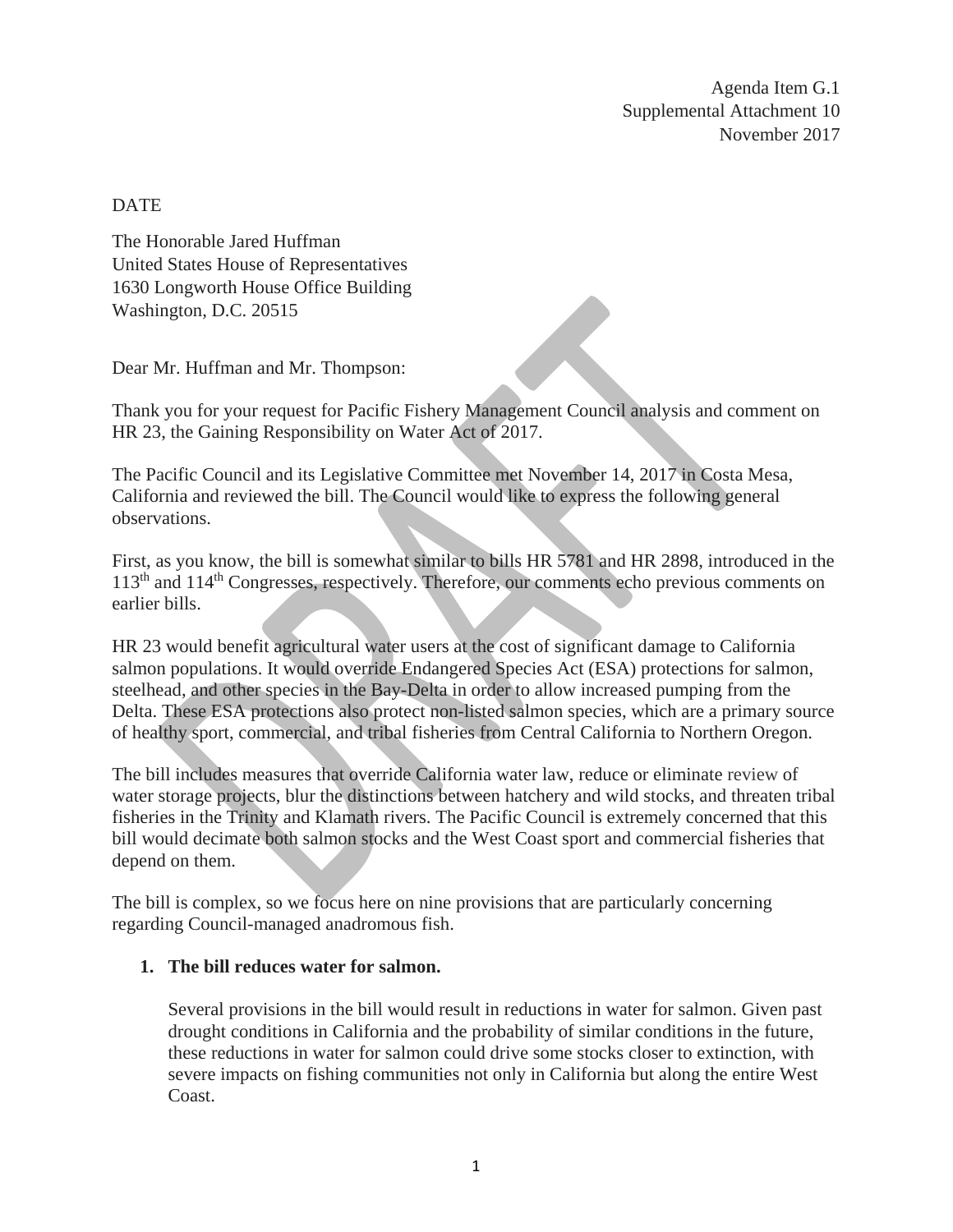Agenda Item G.1
Supplemental Attachment 10
November 2017

DATE

The Honorable Jared Huffman
United States House of Representatives
1630 Longworth House Office Building
Washington, D.C. 20515

Dear Mr. Huffman and Mr. Thompson:

Thank you for your request for Pacific Fishery Management Council analysis and comment on HR 23, the Gaining Responsibility on Water Act of 2017.

The Pacific Council and its Legislative Committee met November 14, 2017 in Costa Mesa, California and reviewed the bill. The Council would like to express the following general observations.

First, as you know, the bill is somewhat similar to bills HR 5781 and HR 2898, introduced in the 113th and 114th Congresses, respectively. Therefore, our comments echo previous comments on earlier bills.

HR 23 would benefit agricultural water users at the cost of significant damage to California salmon populations. It would override Endangered Species Act (ESA) protections for salmon, steelhead, and other species in the Bay-Delta in order to allow increased pumping from the Delta. These ESA protections also protect non-listed salmon species, which are a primary source of healthy sport, commercial, and tribal fisheries from Central California to Northern Oregon.

The bill includes measures that override California water law, reduce or eliminate review of water storage projects, blur the distinctions between hatchery and wild stocks, and threaten tribal fisheries in the Trinity and Klamath rivers. The Pacific Council is extremely concerned that this bill would decimate both salmon stocks and the West Coast sport and commercial fisheries that depend on them.

The bill is complex, so we focus here on nine provisions that are particularly concerning regarding Council-managed anadromous fish.

1. **The bill reduces water for salmon.**

   Several provisions in the bill would result in reductions in water for salmon. Given past drought conditions in California and the probability of similar conditions in the future, these reductions in water for salmon could drive some stocks closer to extinction, with severe impacts on fishing communities not only in California but along the entire West Coast.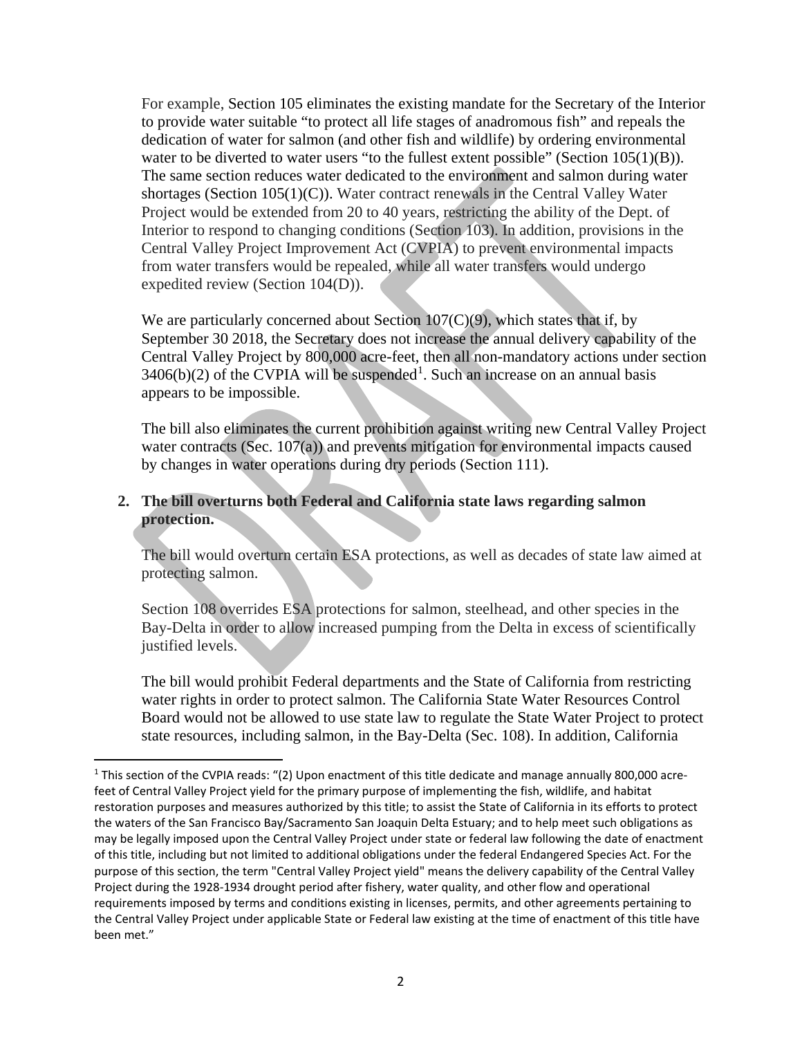For example, Section 105 eliminates the existing mandate for the Secretary of the Interior to provide water suitable "to protect all life stages of anadromous fish" and repeals the dedication of water for salmon (and other fish and wildlife) by ordering environmental water to be diverted to water users "to the fullest extent possible" (Section 105(1)(B)). The same section reduces water dedicated to the environment and salmon during water shortages (Section 105(1)(C)). Water contract renewals in the Central Valley Water Project would be extended from 20 to 40 years, restricting the ability of the Dept. of Interior to respond to changing conditions (Section 103). In addition, provisions in the Central Valley Project Improvement Act (CVPIA) to prevent environmental impacts from water transfers would be repealed, while all water transfers would undergo expedited review (Section 104(D)).

We are particularly concerned about Section 107(C)(9), which states that if, by September 30 2018, the Secretary does not increase the annual delivery capability of the Central Valley Project by 800,000 acre-feet, then all non-mandatory actions under section 3406(b)(2) of the CVPIA will be suspended[1]. Such an increase on an annual basis appears to be impossible.

The bill also eliminates the current prohibition against writing new Central Valley Project water contracts (Sec. 107(a)) and prevents mitigation for environmental impacts caused by changes in water operations during dry periods (Section 111).

2. **The bill overturns both Federal and California state laws regarding salmon protection.**

   The bill would overturn certain ESA protections, as well as decades of state law aimed at protecting salmon.

   Section 108 overrides ESA protections for salmon, steelhead, and other species in the Bay-Delta in order to allow increased pumping from the Delta in excess of scientifically justified levels.

   The bill would prohibit Federal departments and the State of California from restricting water rights in order to protect salmon. The California State Water Resources Control Board would not be allowed to use state law to regulate the State Water Project to protect state resources, including salmon, in the Bay-Delta (Sec. 108). In addition, California

---

[1] This section of the CVPIA reads: "(2) Upon enactment of this title dedicate and manage annually 800,000 acre-feet of Central Valley Project yield for the primary purpose of implementing the fish, wildlife, and habitat restoration purposes and measures authorized by this title; to assist the State of California in its efforts to protect the waters of the San Francisco Bay/Sacramento San Joaquin Delta Estuary; and to help meet such obligations as may be legally imposed upon the Central Valley Project under state or federal law following the date of enactment of this title, including but not limited to additional obligations under the federal Endangered Species Act. For the purpose of this section, the term "Central Valley Project yield" means the delivery capability of the Central Valley Project during the 1928-1934 drought period after fishery, water quality, and other flow and operational requirements imposed by terms and conditions existing in licenses, permits, and other agreements pertaining to the Central Valley Project under applicable State or Federal law existing at the time of enactment of this title have been met."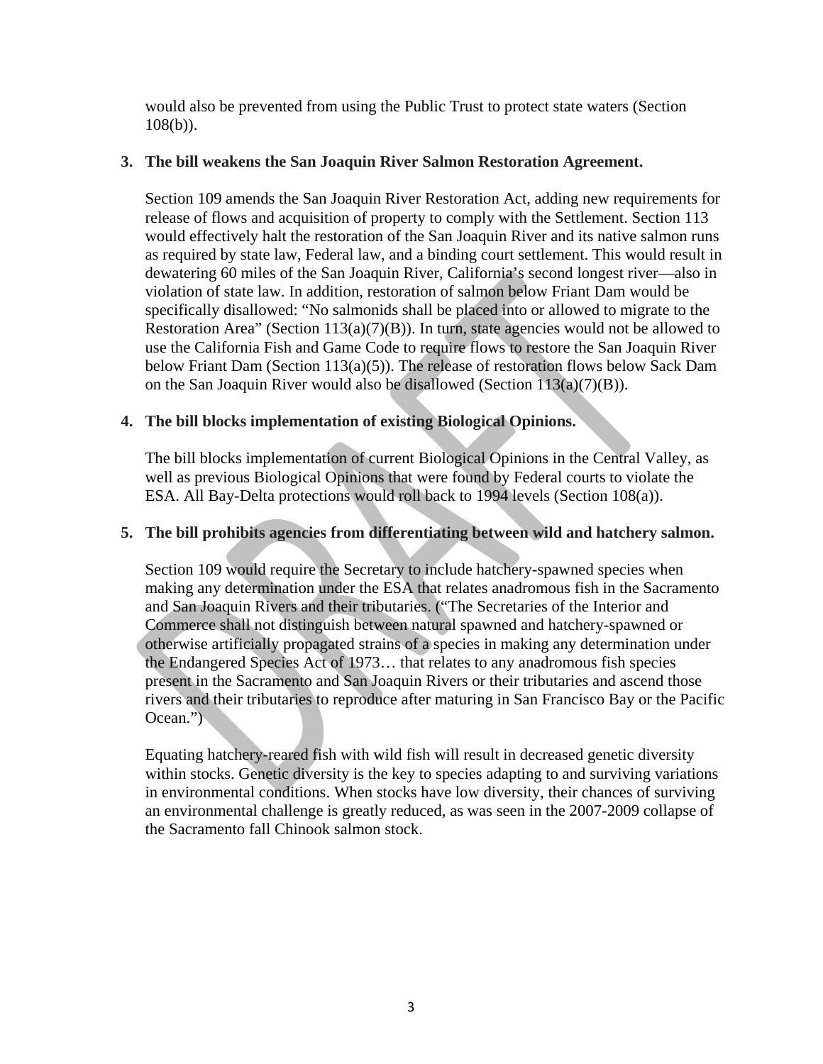would also be prevented from using the Public Trust to protect state waters (Section 108(b)).

**3. The bill weakens the San Joaquin River Salmon Restoration Agreement.**

Section 109 amends the San Joaquin River Restoration Act, adding new requirements for release of flows and acquisition of property to comply with the Settlement. Section 113 would effectively halt the restoration of the San Joaquin River and its native salmon runs as required by state law, Federal law, and a binding court settlement. This would result in dewatering 60 miles of the San Joaquin River, California's second longest river—also in violation of state law. In addition, restoration of salmon below Friant Dam would be specifically disallowed: "No salmonids shall be placed into or allowed to migrate to the Restoration Area" (Section 113(a)(7)(B)). In turn, state agencies would not be allowed to use the California Fish and Game Code to require flows to restore the San Joaquin River below Friant Dam (Section 113(a)(5)). The release of restoration flows below Sack Dam on the San Joaquin River would also be disallowed (Section 113(a)(7)(B)).

**4. The bill blocks implementation of existing Biological Opinions.**

The bill blocks implementation of current Biological Opinions in the Central Valley, as well as previous Biological Opinions that were found by Federal courts to violate the ESA. All Bay-Delta protections would roll back to 1994 levels (Section 108(a)).

**5. The bill prohibits agencies from differentiating between wild and hatchery salmon.**

Section 109 would require the Secretary to include hatchery-spawned species when making any determination under the ESA that relates anadromous fish in the Sacramento and San Joaquin Rivers and their tributaries. ("The Secretaries of the Interior and Commerce shall not distinguish between natural spawned and hatchery-spawned or otherwise artificially propagated strains of a species in making any determination under the Endangered Species Act of 1973… that relates to any anadromous fish species present in the Sacramento and San Joaquin Rivers or their tributaries and ascend those rivers and their tributaries to reproduce after maturing in San Francisco Bay or the Pacific Ocean.")

Equating hatchery-reared fish with wild fish will result in decreased genetic diversity within stocks. Genetic diversity is the key to species adapting to and surviving variations in environmental conditions. When stocks have low diversity, their chances of surviving an environmental challenge is greatly reduced, as was seen in the 2007-2009 collapse of the Sacramento fall Chinook salmon stock.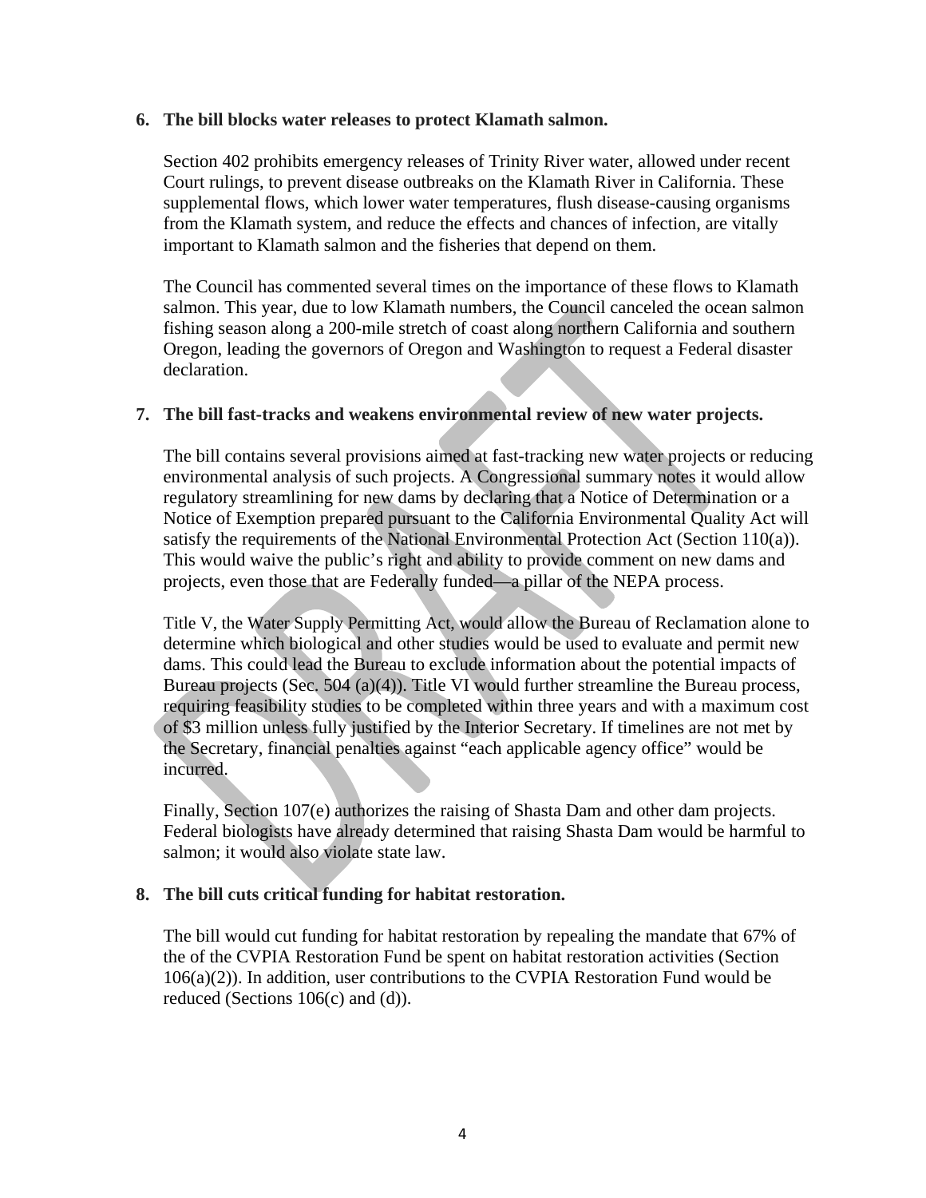6. **The bill blocks water releases to protect Klamath salmon.**

   Section 402 prohibits emergency releases of Trinity River water, allowed under recent Court rulings, to prevent disease outbreaks on the Klamath River in California. These supplemental flows, which lower water temperatures, flush disease-causing organisms from the Klamath system, and reduce the effects and chances of infection, are vitally important to Klamath salmon and the fisheries that depend on them.

   The Council has commented several times on the importance of these flows to Klamath salmon. This year, due to low Klamath numbers, the Council canceled the ocean salmon fishing season along a 200-mile stretch of coast along northern California and southern Oregon, leading the governors of Oregon and Washington to request a Federal disaster declaration.

7. **The bill fast-tracks and weakens environmental review of new water projects.**

   The bill contains several provisions aimed at fast-tracking new water projects or reducing environmental analysis of such projects. A Congressional summary notes it would allow regulatory streamlining for new dams by declaring that a Notice of Determination or a Notice of Exemption prepared pursuant to the California Environmental Quality Act will satisfy the requirements of the National Environmental Protection Act (Section 110(a)). This would waive the public's right and ability to provide comment on new dams and projects, even those that are Federally funded—a pillar of the NEPA process.

   Title V, the Water Supply Permitting Act, would allow the Bureau of Reclamation alone to determine which biological and other studies would be used to evaluate and permit new dams. This could lead the Bureau to exclude information about the potential impacts of Bureau projects (Sec. 504 (a)(4)). Title VI would further streamline the Bureau process, requiring feasibility studies to be completed within three years and with a maximum cost of $3 million unless fully justified by the Interior Secretary. If timelines are not met by the Secretary, financial penalties against "each applicable agency office" would be incurred.

   Finally, Section 107(e) authorizes the raising of Shasta Dam and other dam projects. Federal biologists have already determined that raising Shasta Dam would be harmful to salmon; it would also violate state law.

8. **The bill cuts critical funding for habitat restoration.**

   The bill would cut funding for habitat restoration by repealing the mandate that 67% of the of the CVPIA Restoration Fund be spent on habitat restoration activities (Section 106(a)(2)). In addition, user contributions to the CVPIA Restoration Fund would be reduced (Sections 106(c) and (d)).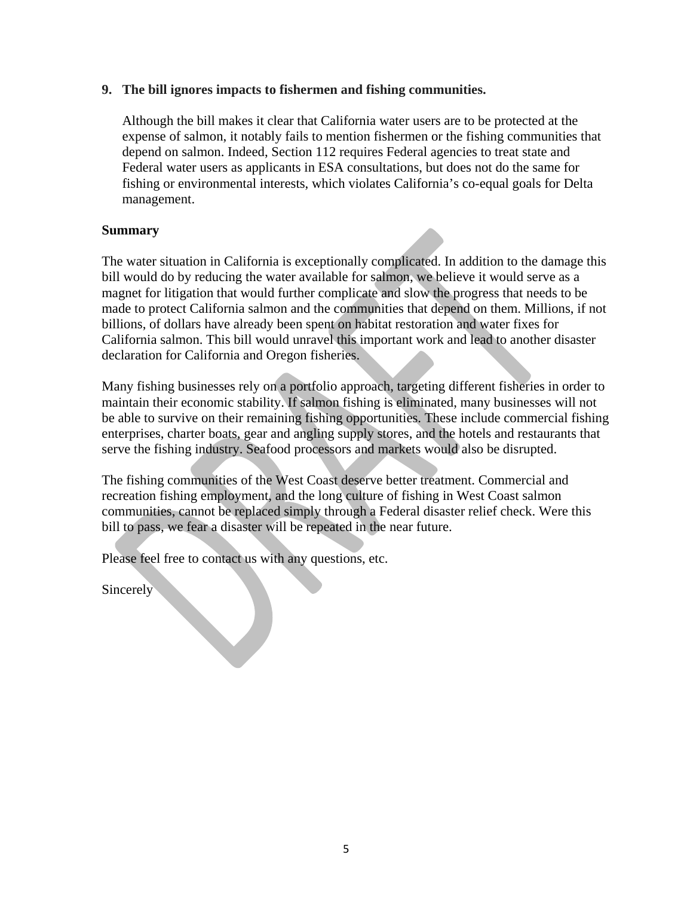9. **The bill ignores impacts to fishermen and fishing communities.**

   Although the bill makes it clear that California water users are to be protected at the expense of salmon, it notably fails to mention fishermen or the fishing communities that depend on salmon. Indeed, Section 112 requires Federal agencies to treat state and Federal water users as applicants in ESA consultations, but does not do the same for fishing or environmental interests, which violates California's co-equal goals for Delta management.

**Summary**

The water situation in California is exceptionally complicated. In addition to the damage this bill would do by reducing the water available for salmon, we believe it would serve as a magnet for litigation that would further complicate and slow the progress that needs to be made to protect California salmon and the communities that depend on them. Millions, if not billions, of dollars have already been spent on habitat restoration and water fixes for California salmon. This bill would unravel this important work and lead to another disaster declaration for California and Oregon fisheries.

Many fishing businesses rely on a portfolio approach, targeting different fisheries in order to maintain their economic stability. If salmon fishing is eliminated, many businesses will not be able to survive on their remaining fishing opportunities. These include commercial fishing enterprises, charter boats, gear and angling supply stores, and the hotels and restaurants that serve the fishing industry. Seafood processors and markets would also be disrupted.

The fishing communities of the West Coast deserve better treatment. Commercial and recreation fishing employment, and the long culture of fishing in West Coast salmon communities, cannot be replaced simply through a Federal disaster relief check. Were this bill to pass, we fear a disaster will be repeated in the near future.

Please feel free to contact us with any questions, etc.

Sincerely